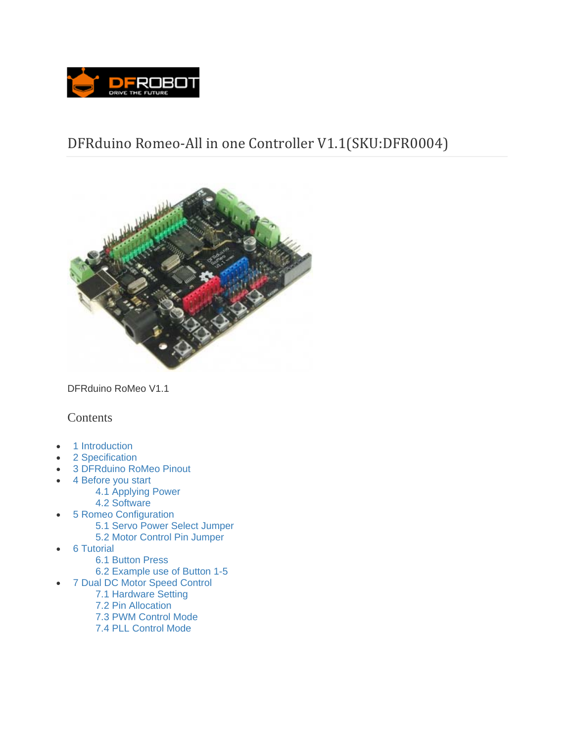# DFRduino Romeo-All in one Controller V1.1(SKU:DFR0004)

DFRduino RoMeo V1.1

## Contents

- 1 Introduction
- 2 Specification
- 3 DFRduino RoMeo Pinout
- 4 Before you start
    - 4.1 Applying Power
    - 4.2 Software
- 5 Romeo Configuration
    - 5.1 Servo Power Select Jumper
    - 5.2 Motor Control Pin Jumper
- 6 Tutorial
    - 6.1 Button Press
    - 6.2 Example use of Button 1-5
- 7 Dual DC Motor Speed Control
    - 7.1 Hardware Setting
    - 7.2 Pin Allocation
    - 7.3 PWM Control Mode
    - 7.4 PLL Control Mode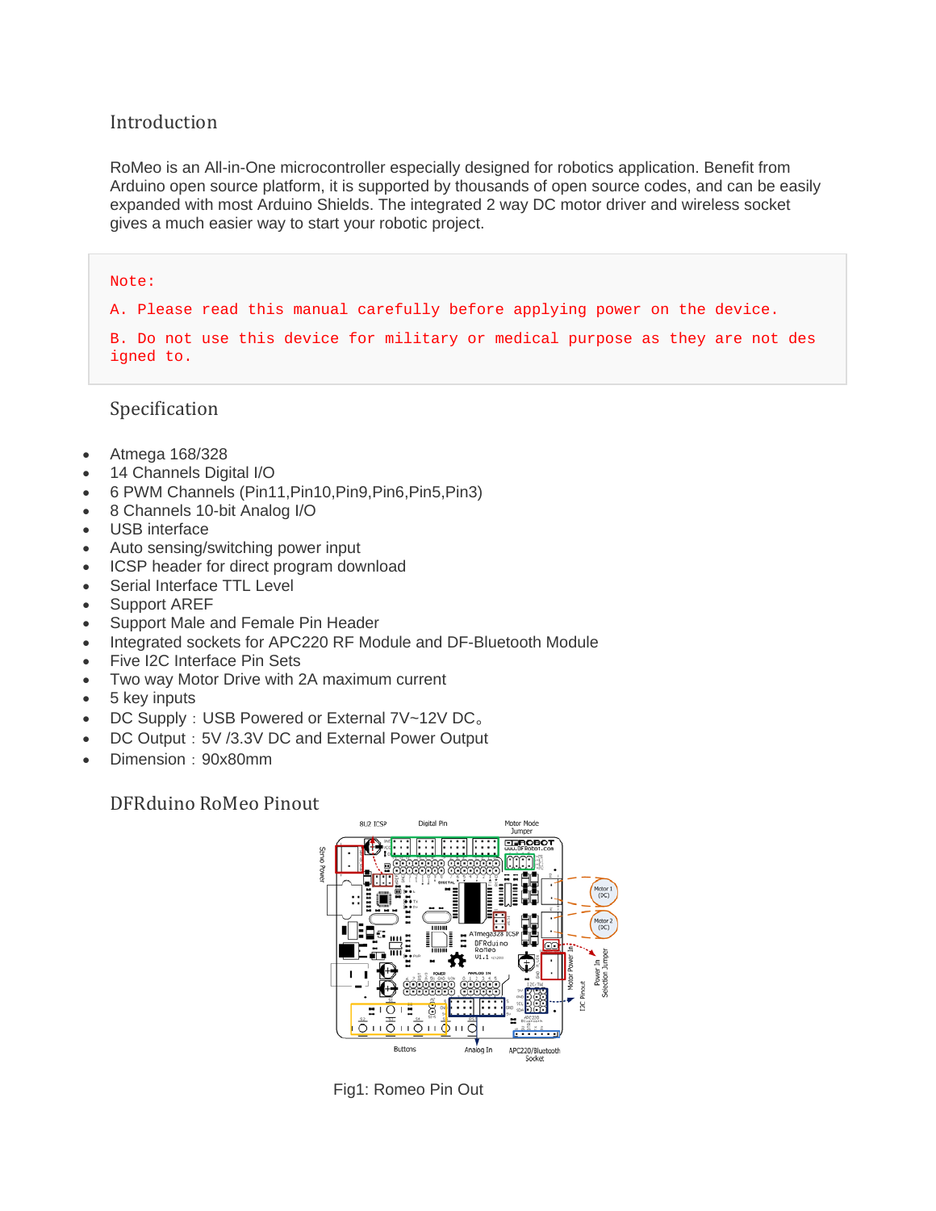## Introduction

RoMeo is an All-in-One microcontroller especially designed for robotics application. Benefit from Arduino open source platform, it is supported by thousands of open source codes, and can be easily expanded with most Arduino Shields. The integrated 2 way DC motor driver and wireless socket gives a much easier way to start your robotic project.

```
Note:

A. Please read this manual carefully before applying power on the device.

B. Do not use this device for military or medical purpose as they are not designed to.
```

## Specification

- Atmega 168/328
- 14 Channels Digital I/O
- 6 PWM Channels (Pin11,Pin10,Pin9,Pin6,Pin5,Pin3)
- 8 Channels 10-bit Analog I/O
- USB interface
- Auto sensing/switching power input
- ICSP header for direct program download
- Serial Interface TTL Level
- Support AREF
- Support Male and Female Pin Header
- Integrated sockets for APC220 RF Module and DF-Bluetooth Module
- Five I2C Interface Pin Sets
- Two way Motor Drive with 2A maximum current
- 5 key inputs
- DC Supply：USB Powered or External 7V~12V DC。
- DC Output：5V /3.3V DC and External Power Output
- Dimension：90x80mm

## DFRduino RoMeo Pinout

Fig1: Romeo Pin Out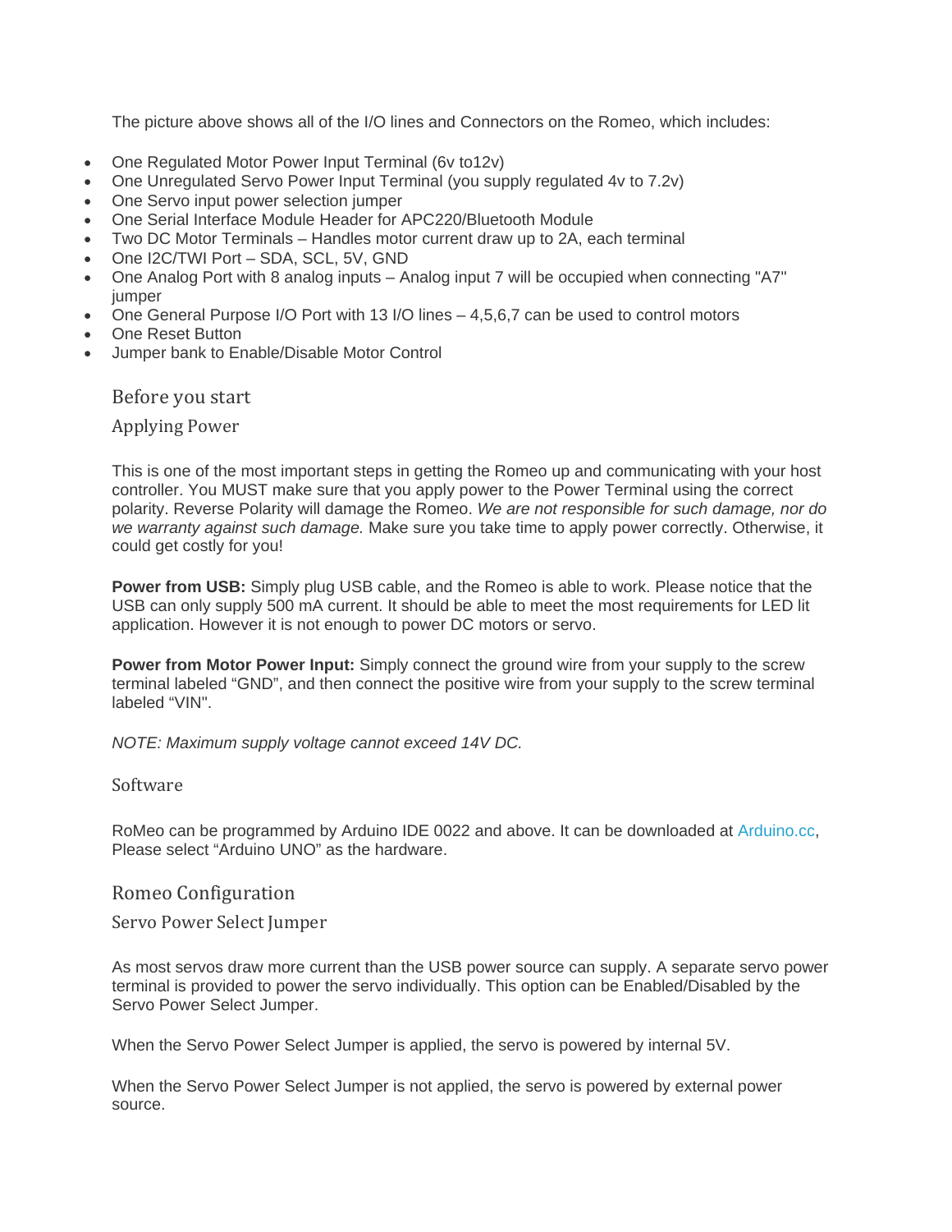The picture above shows all of the I/O lines and Connectors on the Romeo, which includes:

- One Regulated Motor Power Input Terminal (6v to12v)
- One Unregulated Servo Power Input Terminal (you supply regulated 4v to 7.2v)
- One Servo input power selection jumper
- One Serial Interface Module Header for APC220/Bluetooth Module
- Two DC Motor Terminals – Handles motor current draw up to 2A, each terminal
- One I2C/TWI Port – SDA, SCL, 5V, GND
- One Analog Port with 8 analog inputs – Analog input 7 will be occupied when connecting "A7" jumper
- One General Purpose I/O Port with 13 I/O lines – 4,5,6,7 can be used to control motors
- One Reset Button
- Jumper bank to Enable/Disable Motor Control

## Before you start

### Applying Power

This is one of the most important steps in getting the Romeo up and communicating with your host controller. You MUST make sure that you apply power to the Power Terminal using the correct polarity. Reverse Polarity will damage the Romeo. *We are not responsible for such damage, nor do we warranty against such damage.* Make sure you take time to apply power correctly. Otherwise, it could get costly for you!

**Power from USB:** Simply plug USB cable, and the Romeo is able to work. Please notice that the USB can only supply 500 mA current. It should be able to meet the most requirements for LED lit application. However it is not enough to power DC motors or servo.

**Power from Motor Power Input:** Simply connect the ground wire from your supply to the screw terminal labeled "GND", and then connect the positive wire from your supply to the screw terminal labeled "VIN".

*NOTE: Maximum supply voltage cannot exceed 14V DC.*

### Software

RoMeo can be programmed by Arduino IDE 0022 and above. It can be downloaded at Arduino.cc, Please select "Arduino UNO" as the hardware.

## Romeo Configuration

### Servo Power Select Jumper

As most servos draw more current than the USB power source can supply. A separate servo power terminal is provided to power the servo individually. This option can be Enabled/Disabled by the Servo Power Select Jumper.

When the Servo Power Select Jumper is applied, the servo is powered by internal 5V.

When the Servo Power Select Jumper is not applied, the servo is powered by external power source.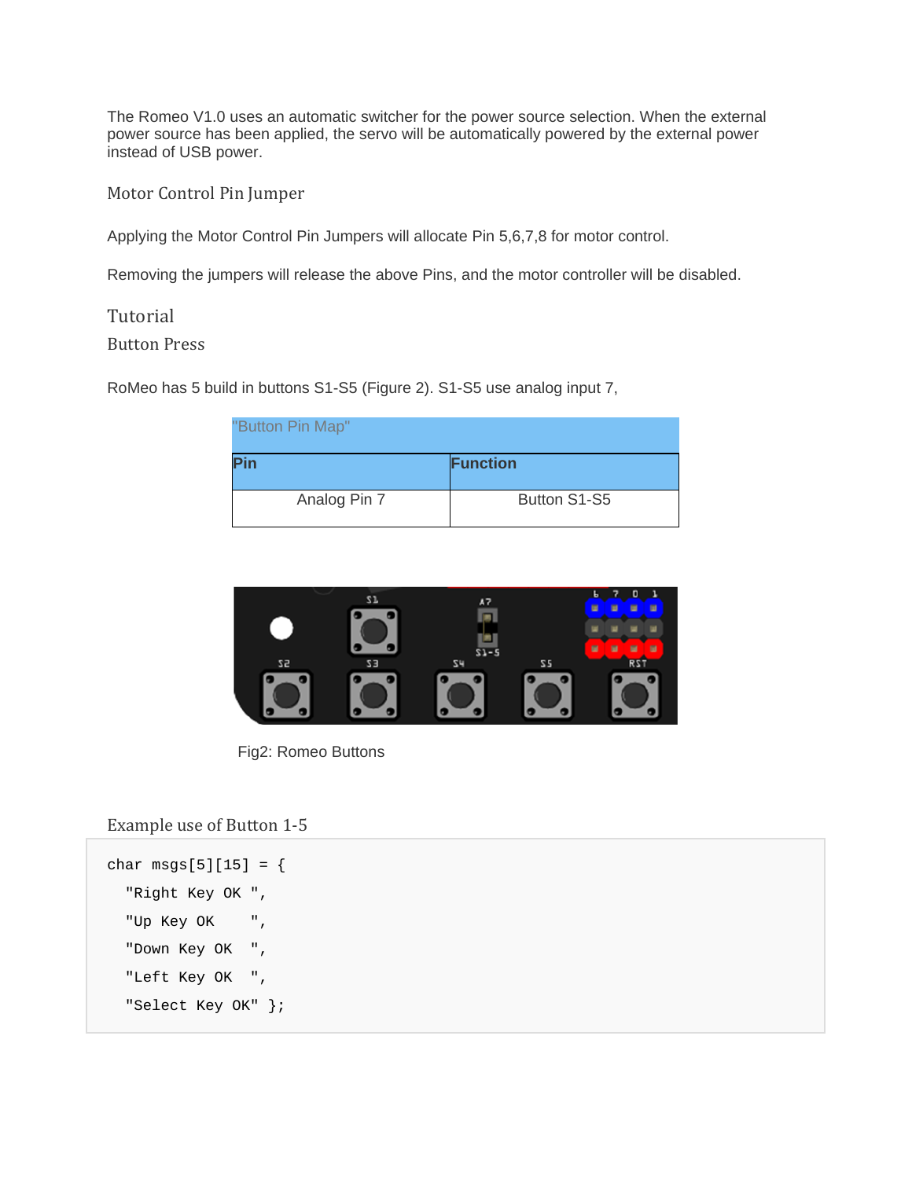The Romeo V1.0 uses an automatic switcher for the power source selection. When the external power source has been applied, the servo will be automatically powered by the external power instead of USB power.

### Motor Control Pin Jumper

Applying the Motor Control Pin Jumpers will allocate Pin 5,6,7,8 for motor control.

Removing the jumpers will release the above Pins, and the motor controller will be disabled.

## Tutorial

### Button Press

RoMeo has 5 build in buttons S1-S5 (Figure 2). S1-S5 use analog input 7,

"Button Pin Map"

| Pin | Function |
|---|---|
| Analog Pin 7 | Button S1-S5 |

Fig2: Romeo Buttons

### Example use of Button 1-5

```
char msgs[5][15] = {
  "Right Key OK ",
  "Up Key OK    ",
  "Down Key OK  ",
  "Left Key OK  ",
  "Select Key OK" };
```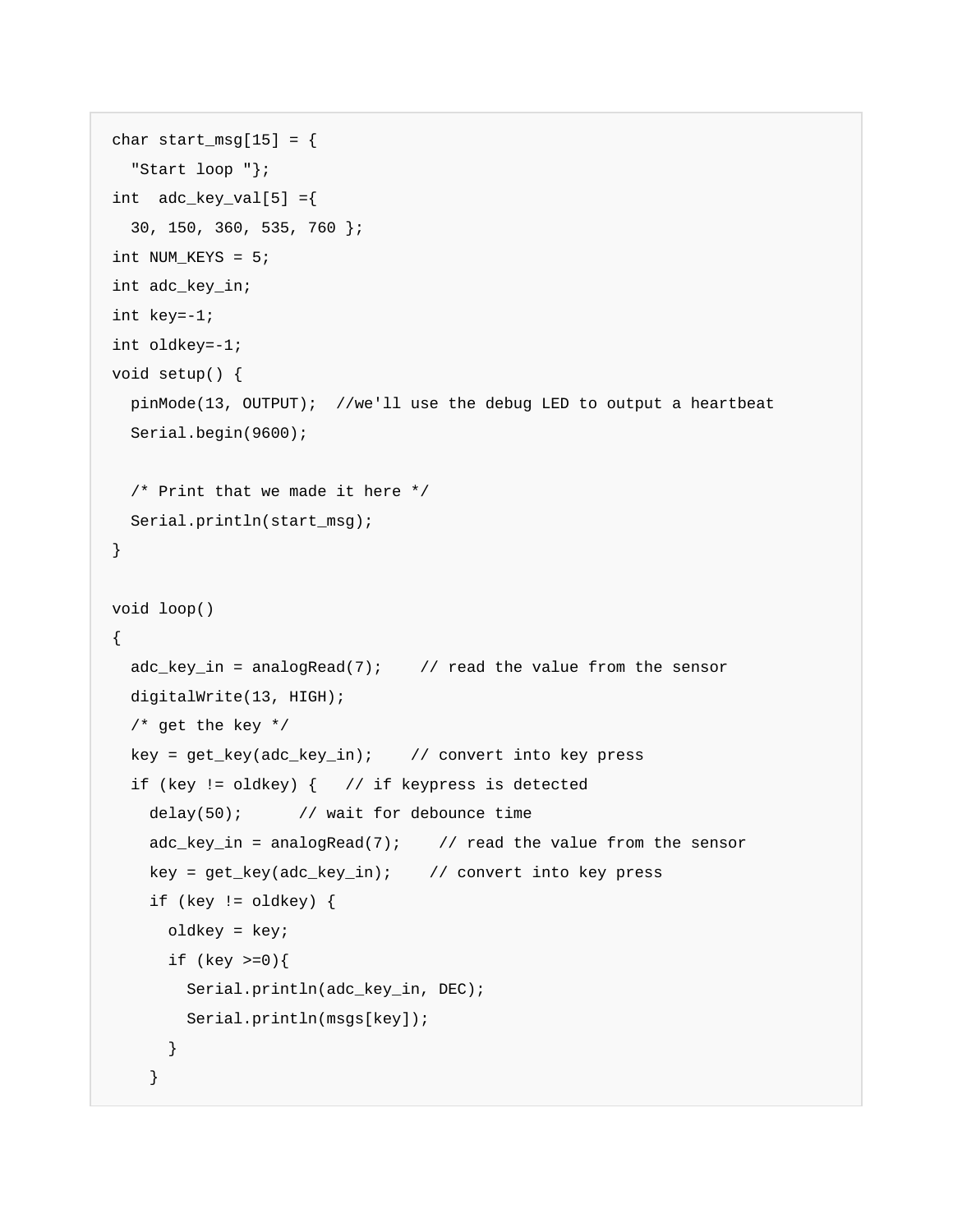```
char start_msg[15] = {
  "Start loop "};
int  adc_key_val[5] ={
  30, 150, 360, 535, 760 };
int NUM_KEYS = 5;
int adc_key_in;
int key=-1;
int oldkey=-1;
void setup() {
  pinMode(13, OUTPUT);  //we'll use the debug LED to output a heartbeat
  Serial.begin(9600);

  /* Print that we made it here */
  Serial.println(start_msg);
}

void loop()
{
  adc_key_in = analogRead(7);    // read the value from the sensor
  digitalWrite(13, HIGH);
  /* get the key */
  key = get_key(adc_key_in);    // convert into key press
  if (key != oldkey) {   // if keypress is detected
    delay(50);      // wait for debounce time
    adc_key_in = analogRead(7);    // read the value from the sensor
    key = get_key(adc_key_in);    // convert into key press
    if (key != oldkey) {
      oldkey = key;
      if (key >=0){
        Serial.println(adc_key_in, DEC);
        Serial.println(msgs[key]);
      }
    }
```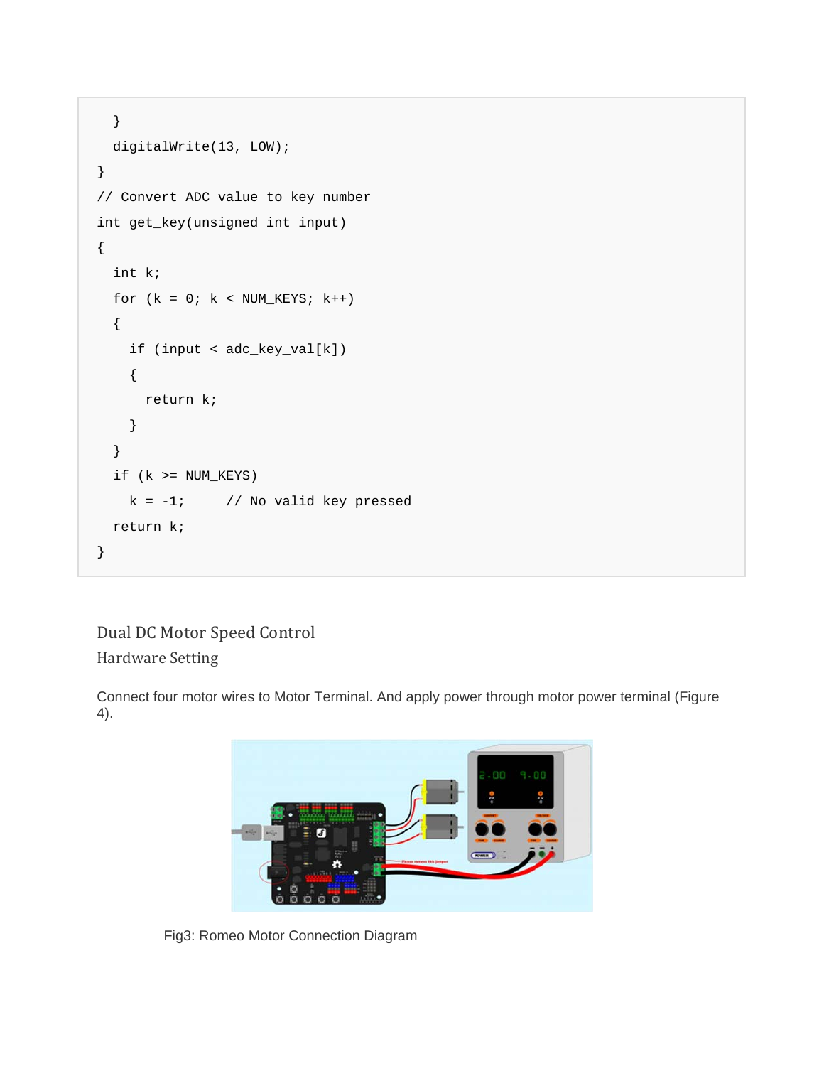```
  }
  digitalWrite(13, LOW);
}
// Convert ADC value to key number
int get_key(unsigned int input)
{
  int k;
  for (k = 0; k < NUM_KEYS; k++)
  {
    if (input < adc_key_val[k])
    {
      return k;
    }
  }
  if (k >= NUM_KEYS)
    k = -1;     // No valid key pressed
  return k;
}
```

## Dual DC Motor Speed Control

### Hardware Setting

Connect four motor wires to Motor Terminal. And apply power through motor power terminal (Figure 4).

Fig3: Romeo Motor Connection Diagram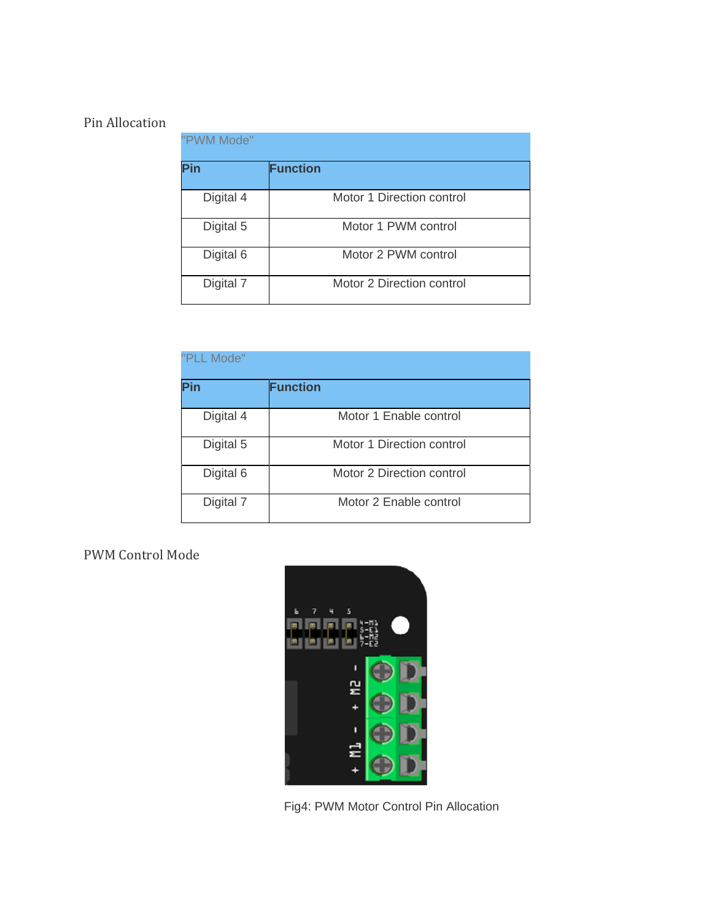## Pin Allocation

| "PWM Mode" | |
|---|---|
| **Pin** | **Function** |
| Digital 4 | Motor 1 Direction control |
| Digital 5 | Motor 1 PWM control |
| Digital 6 | Motor 2 PWM control |
| Digital 7 | Motor 2 Direction control |

| "PLL Mode" | |
|---|---|
| **Pin** | **Function** |
| Digital 4 | Motor 1 Enable control |
| Digital 5 | Motor 1 Direction control |
| Digital 6 | Motor 2 Direction control |
| Digital 7 | Motor 2 Enable control |

## PWM Control Mode

Fig4: PWM Motor Control Pin Allocation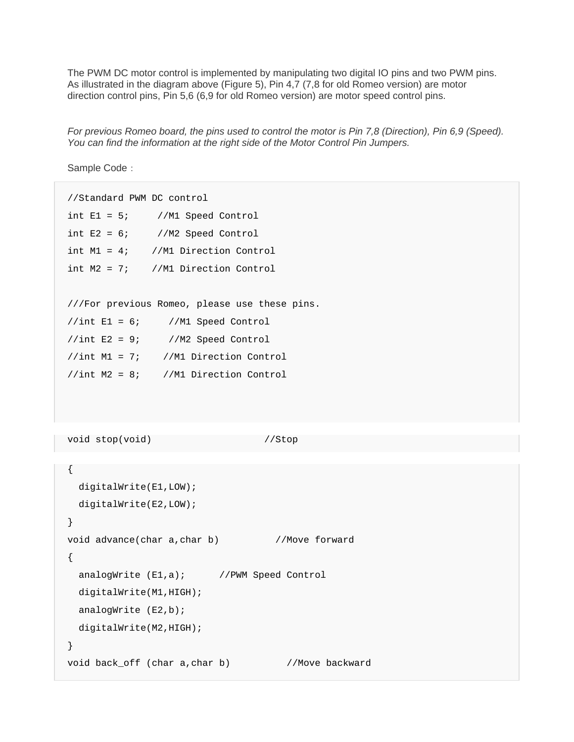The PWM DC motor control is implemented by manipulating two digital IO pins and two PWM pins. As illustrated in the diagram above (Figure 5), Pin 4,7 (7,8 for old Romeo version) are motor direction control pins, Pin 5,6 (6,9 for old Romeo version) are motor speed control pins.

*For previous Romeo board, the pins used to control the motor is Pin 7,8 (Direction), Pin 6,9 (Speed). You can find the information at the right side of the Motor Control Pin Jumpers.*

Sample Code：

```
//Standard PWM DC control
int E1 = 5;     //M1 Speed Control
int E2 = 6;     //M2 Speed Control
int M1 = 4;    //M1 Direction Control
int M2 = 7;    //M1 Direction Control

///For previous Romeo, please use these pins.
//int E1 = 6;     //M1 Speed Control
//int E2 = 9;     //M2 Speed Control
//int M1 = 7;    //M1 Direction Control
//int M2 = 8;    //M1 Direction Control



void stop(void)                    //Stop
{
  digitalWrite(E1,LOW);
  digitalWrite(E2,LOW);
}
void advance(char a,char b)          //Move forward
{
  analogWrite (E1,a);      //PWM Speed Control
  digitalWrite(M1,HIGH);
  analogWrite (E2,b);
  digitalWrite(M2,HIGH);
}
void back_off (char a,char b)          //Move backward
```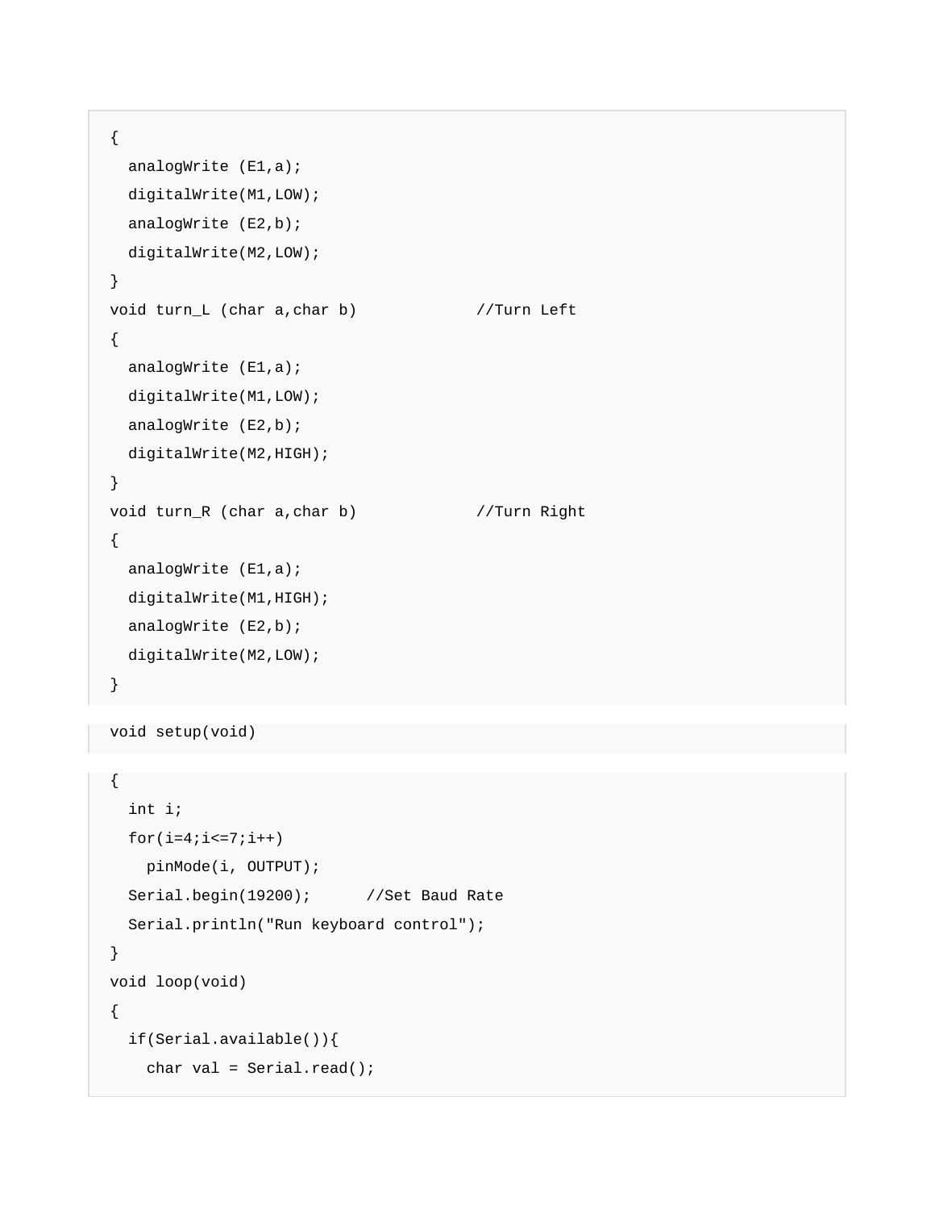```
{
  analogWrite (E1,a);
  digitalWrite(M1,LOW);
  analogWrite (E2,b);
  digitalWrite(M2,LOW);
}
void turn_L (char a,char b)             //Turn Left
{
  analogWrite (E1,a);
  digitalWrite(M1,LOW);
  analogWrite (E2,b);
  digitalWrite(M2,HIGH);
}
void turn_R (char a,char b)             //Turn Right
{
  analogWrite (E1,a);
  digitalWrite(M1,HIGH);
  analogWrite (E2,b);
  digitalWrite(M2,LOW);
}
```

```
void setup(void)
```

```
{
  int i;
  for(i=4;i<=7;i++)
    pinMode(i, OUTPUT);
  Serial.begin(19200);      //Set Baud Rate
  Serial.println("Run keyboard control");
}
void loop(void)
{
  if(Serial.available()){
    char val = Serial.read();
```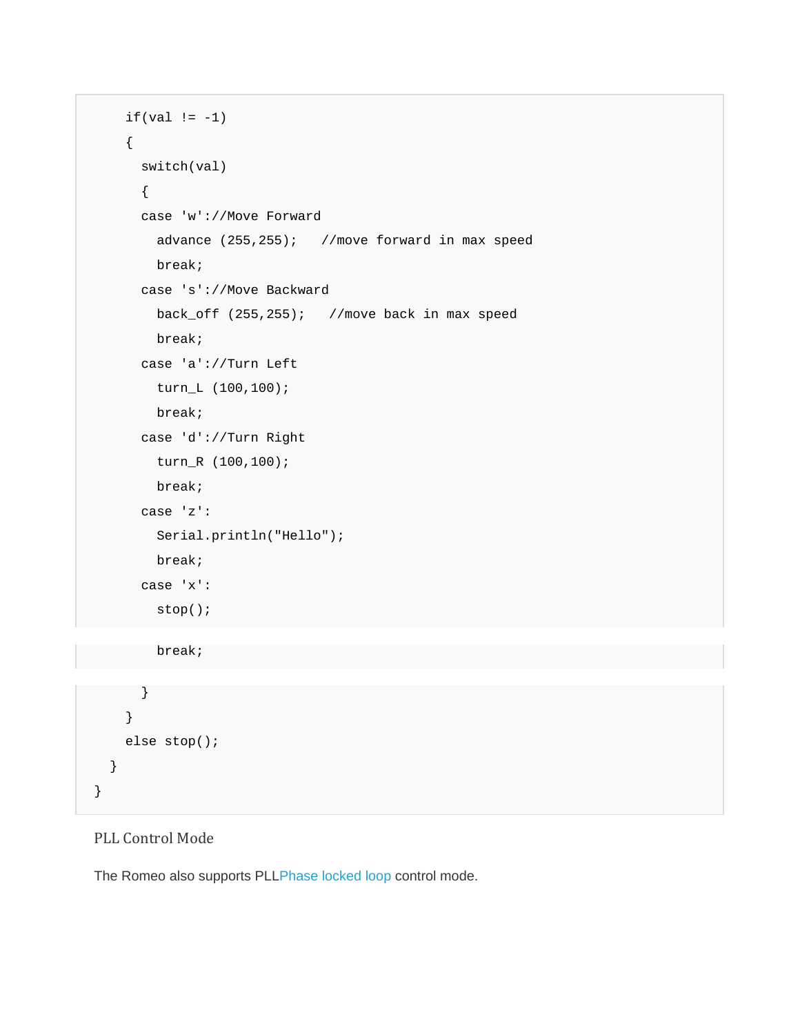```
    if(val != -1)
    {
      switch(val)
      {
      case 'w'://Move Forward
        advance (255,255);   //move forward in max speed
        break;
      case 's'://Move Backward
        back_off (255,255);   //move back in max speed
        break;
      case 'a'://Turn Left
        turn_L (100,100);
        break;
      case 'd'://Turn Right
        turn_R (100,100);
        break;
      case 'z':
        Serial.println("Hello");
        break;
      case 'x':
        stop();
        break;
      }
    }
    else stop();
  }
}
```

### PLL Control Mode

The Romeo also supports PLLPhase locked loop control mode.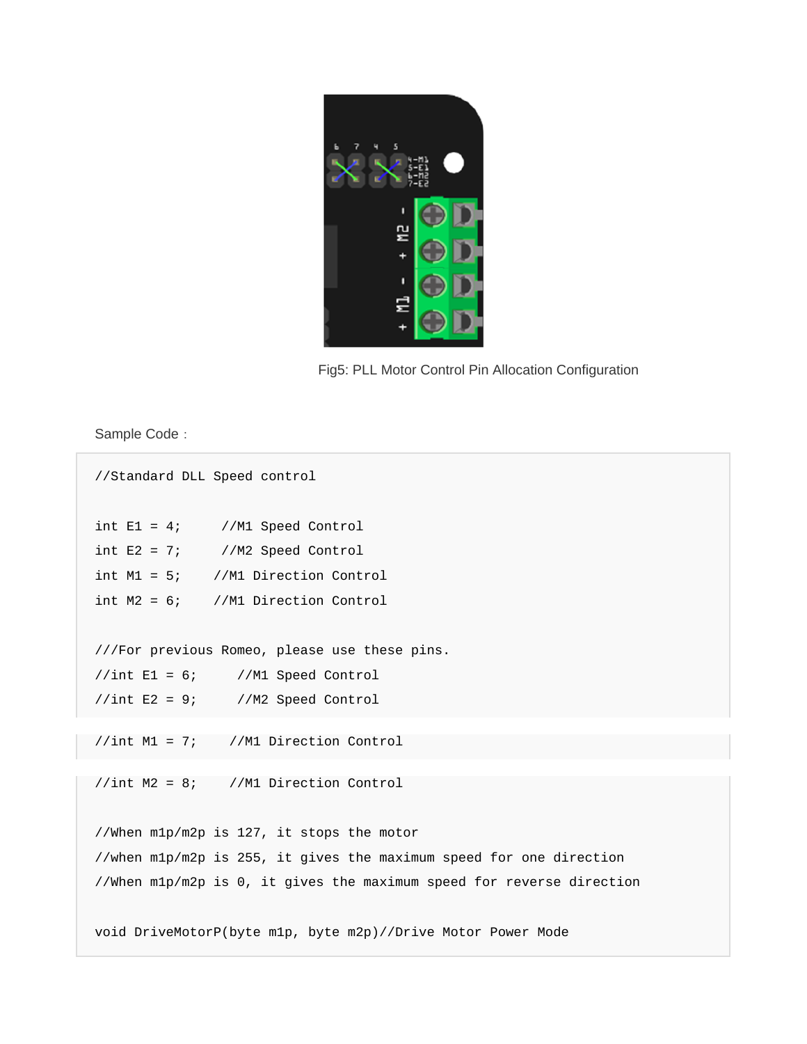Fig5: PLL Motor Control Pin Allocation Configuration

Sample Code：

```
//Standard DLL Speed control

int E1 = 4;      //M1 Speed Control
int E2 = 7;      //M2 Speed Control
int M1 = 5;     //M1 Direction Control
int M2 = 6;     //M1 Direction Control

///For previous Romeo, please use these pins.
//int E1 = 6;      //M1 Speed Control
//int E2 = 9;      //M2 Speed Control
//int M1 = 7;     //M1 Direction Control
//int M2 = 8;     //M1 Direction Control

//When m1p/m2p is 127, it stops the motor
//when m1p/m2p is 255, it gives the maximum speed for one direction
//When m1p/m2p is 0, it gives the maximum speed for reverse direction

void DriveMotorP(byte m1p, byte m2p)//Drive Motor Power Mode
```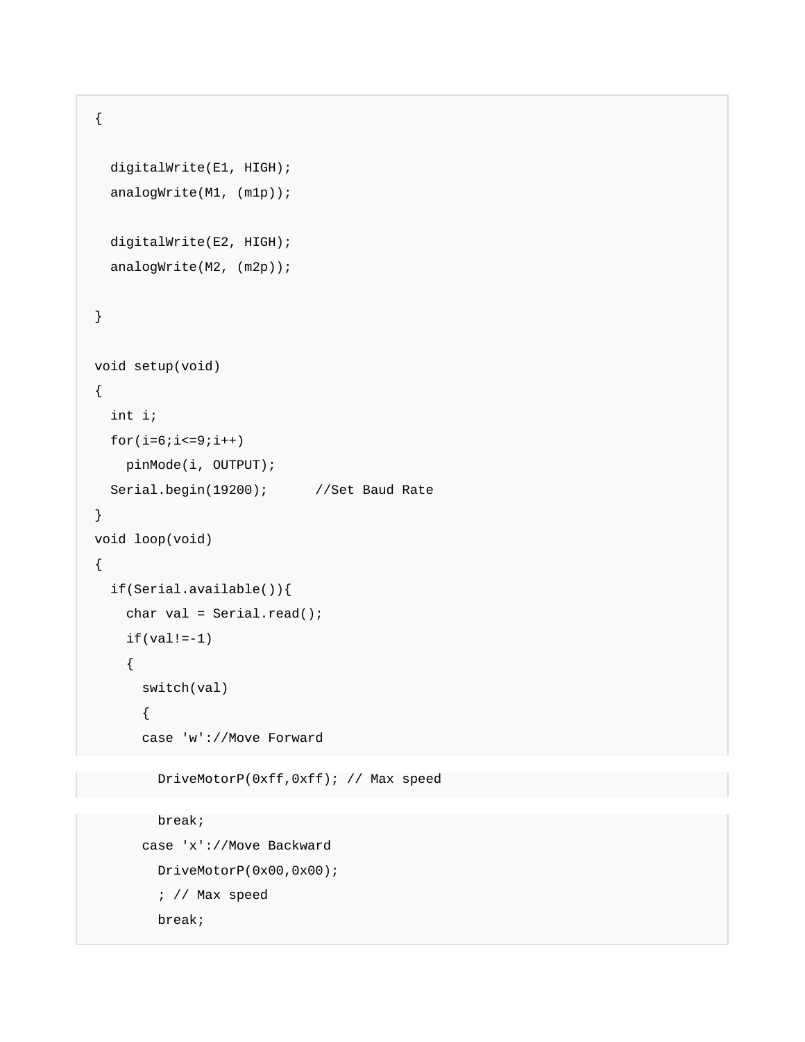```
{

  digitalWrite(E1, HIGH);
  analogWrite(M1, (m1p));

  digitalWrite(E2, HIGH);
  analogWrite(M2, (m2p));

}

void setup(void)
{
  int i;
  for(i=6;i<=9;i++)
    pinMode(i, OUTPUT);
  Serial.begin(19200);      //Set Baud Rate
}
void loop(void)
{
  if(Serial.available()){
    char val = Serial.read();
    if(val!=-1)
    {
      switch(val)
      {
      case 'w'://Move Forward
        DriveMotorP(0xff,0xff); // Max speed
        break;
      case 'x'://Move Backward
        DriveMotorP(0x00,0x00);
        ; // Max speed
        break;
```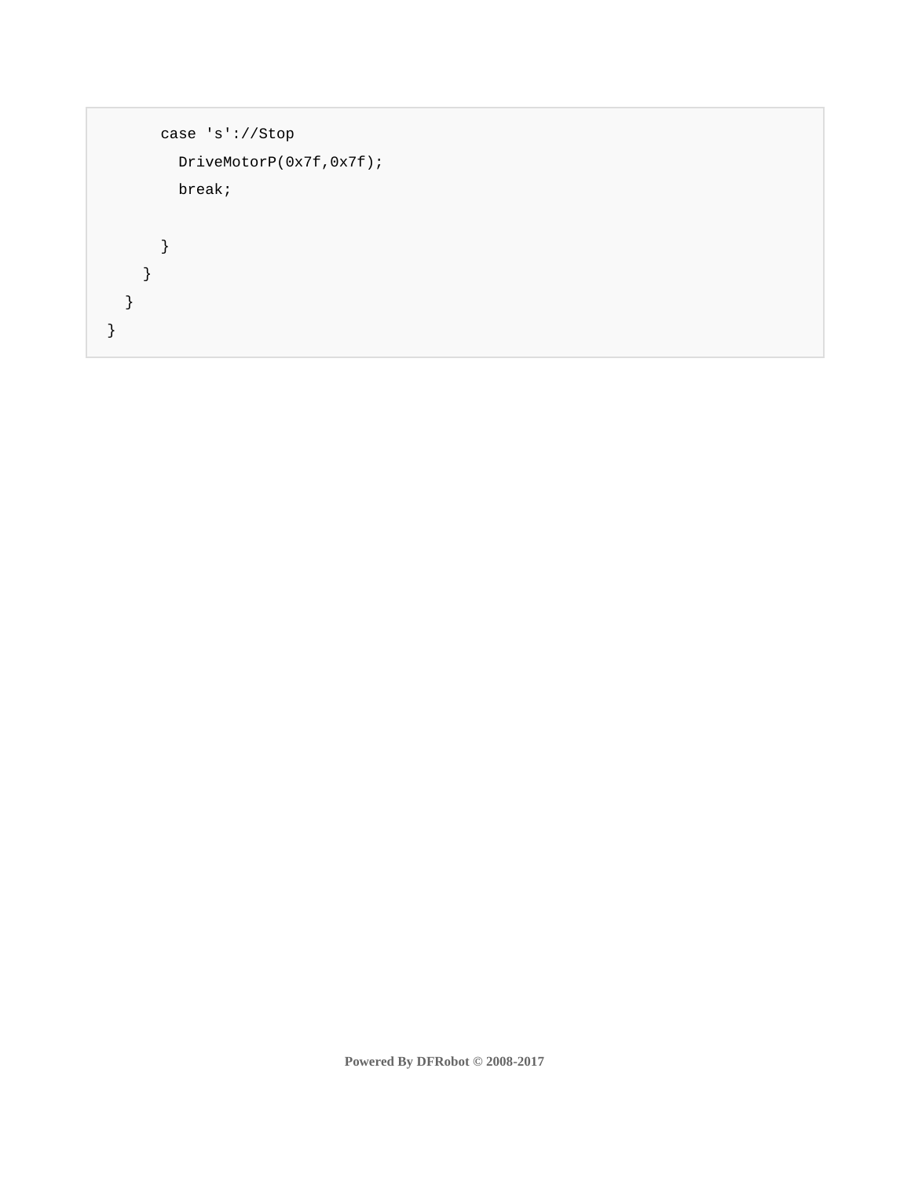```
      case 's'://Stop
        DriveMotorP(0x7f,0x7f);
        break;

      }
    }
  }
}
```